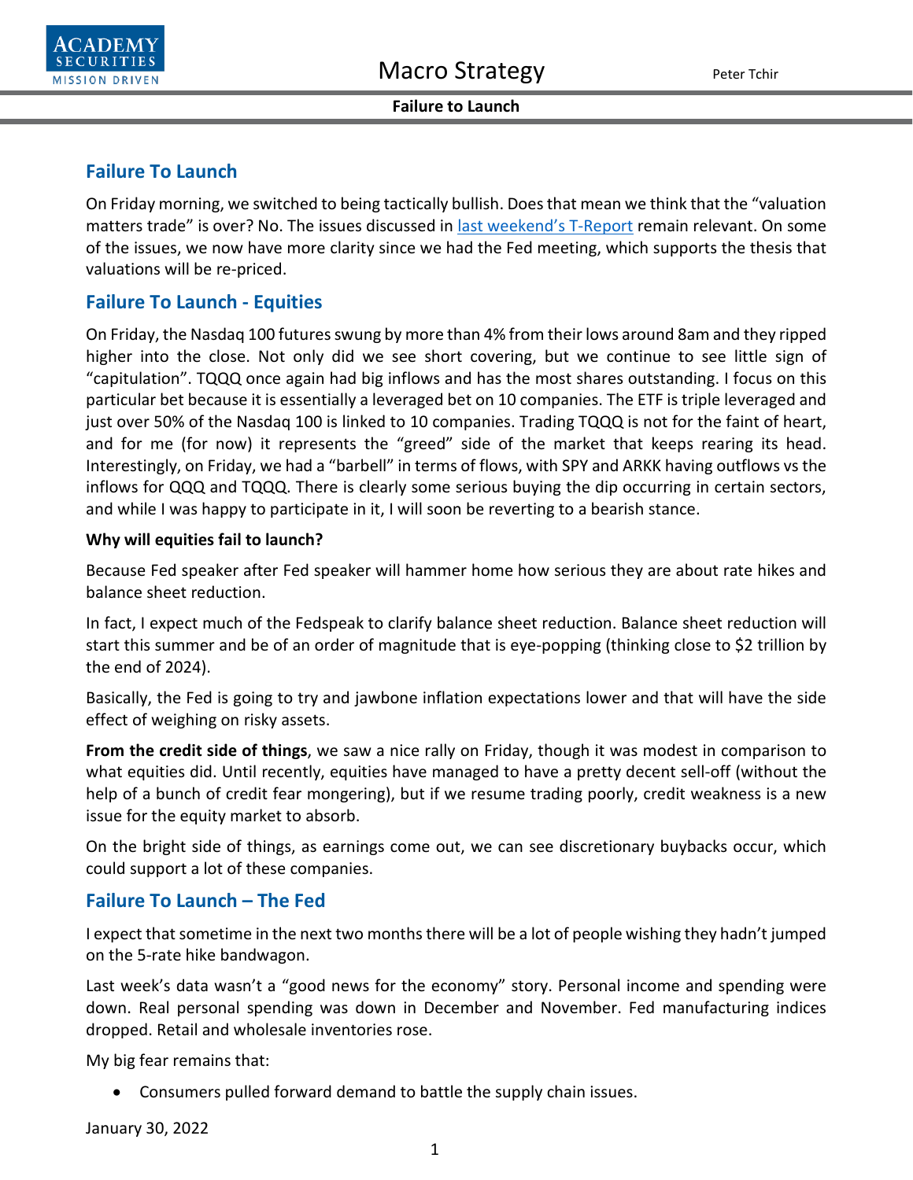## Failure To Launch

On Friday morning, we switched to being tactically bullish. Does that mean we think that the "valuation matters trade" is over? No. The issues discussed in [last weekend's T-Report]() remain relevant. On some of the issues, we now have more clarity since we had the Fed meeting, which supports the thesis that valuations will be re-priced.

## Failure To Launch - Equities

On Friday, the Nasdaq 100 futures swung by more than 4% from their lows around 8am and they ripped higher into the close. Not only did we see short covering, but we continue to see little sign of "capitulation". TQQQ once again had big inflows and has the most shares outstanding. I focus on this particular bet because it is essentially a leveraged bet on 10 companies. The ETF is triple leveraged and just over 50% of the Nasdaq 100 is linked to 10 companies. Trading TQQQ is not for the faint of heart, and for me (for now) it represents the "greed" side of the market that keeps rearing its head. Interestingly, on Friday, we had a "barbell" in terms of flows, with SPY and ARKK having outflows vs the inflows for QQQ and TQQQ. There is clearly some serious buying the dip occurring in certain sectors, and while I was happy to participate in it, I will soon be reverting to a bearish stance.

**Why will equities fail to launch?**

Because Fed speaker after Fed speaker will hammer home how serious they are about rate hikes and balance sheet reduction.

In fact, I expect much of the Fedspeak to clarify balance sheet reduction. Balance sheet reduction will start this summer and be of an order of magnitude that is eye-popping (thinking close to $2 trillion by the end of 2024).

Basically, the Fed is going to try and jawbone inflation expectations lower and that will have the side effect of weighing on risky assets.

**From the credit side of things**, we saw a nice rally on Friday, though it was modest in comparison to what equities did. Until recently, equities have managed to have a pretty decent sell-off (without the help of a bunch of credit fear mongering), but if we resume trading poorly, credit weakness is a new issue for the equity market to absorb.

On the bright side of things, as earnings come out, we can see discretionary buybacks occur, which could support a lot of these companies.

## Failure To Launch – The Fed

I expect that sometime in the next two months there will be a lot of people wishing they hadn't jumped on the 5-rate hike bandwagon.

Last week's data wasn't a "good news for the economy" story. Personal income and spending were down. Real personal spending was down in December and November. Fed manufacturing indices dropped. Retail and wholesale inventories rose.

My big fear remains that:

- Consumers pulled forward demand to battle the supply chain issues.

January 30, 2022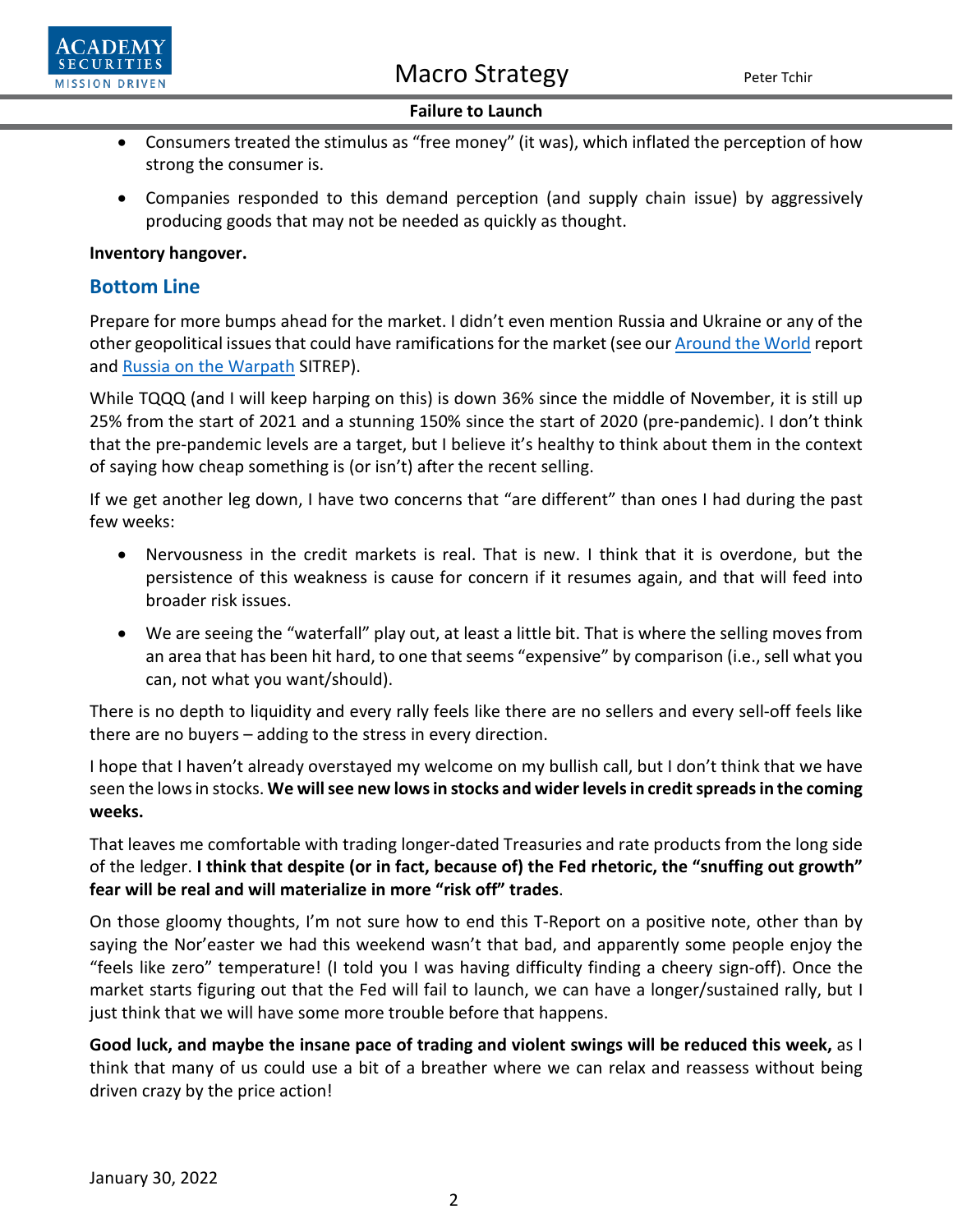- Consumers treated the stimulus as "free money" (it was), which inflated the perception of how strong the consumer is.
- Companies responded to this demand perception (and supply chain issue) by aggressively producing goods that may not be needed as quickly as thought.

**Inventory hangover.**

## Bottom Line

Prepare for more bumps ahead for the market. I didn't even mention Russia and Ukraine or any of the other geopolitical issues that could have ramifications for the market (see our Around the World report and Russia on the Warpath SITREP).

While TQQQ (and I will keep harping on this) is down 36% since the middle of November, it is still up 25% from the start of 2021 and a stunning 150% since the start of 2020 (pre-pandemic). I don't think that the pre-pandemic levels are a target, but I believe it's healthy to think about them in the context of saying how cheap something is (or isn't) after the recent selling.

If we get another leg down, I have two concerns that "are different" than ones I had during the past few weeks:

- Nervousness in the credit markets is real. That is new. I think that it is overdone, but the persistence of this weakness is cause for concern if it resumes again, and that will feed into broader risk issues.
- We are seeing the "waterfall" play out, at least a little bit. That is where the selling moves from an area that has been hit hard, to one that seems "expensive" by comparison (i.e., sell what you can, not what you want/should).

There is no depth to liquidity and every rally feels like there are no sellers and every sell-off feels like there are no buyers – adding to the stress in every direction.

I hope that I haven't already overstayed my welcome on my bullish call, but I don't think that we have seen the lows in stocks. **We will see new lows in stocks and wider levels in credit spreads in the coming weeks.**

That leaves me comfortable with trading longer-dated Treasuries and rate products from the long side of the ledger. **I think that despite (or in fact, because of) the Fed rhetoric, the "snuffing out growth" fear will be real and will materialize in more "risk off" trades**.

On those gloomy thoughts, I'm not sure how to end this T-Report on a positive note, other than by saying the Nor'easter we had this weekend wasn't that bad, and apparently some people enjoy the "feels like zero" temperature! (I told you I was having difficulty finding a cheery sign-off). Once the market starts figuring out that the Fed will fail to launch, we can have a longer/sustained rally, but I just think that we will have some more trouble before that happens.

**Good luck, and maybe the insane pace of trading and violent swings will be reduced this week,** as I think that many of us could use a bit of a breather where we can relax and reassess without being driven crazy by the price action!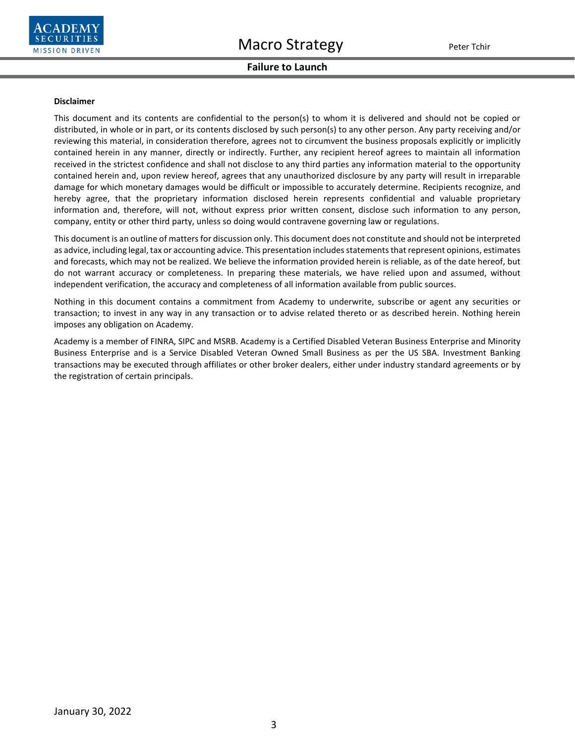**Disclaimer**

This document and its contents are confidential to the person(s) to whom it is delivered and should not be copied or distributed, in whole or in part, or its contents disclosed by such person(s) to any other person. Any party receiving and/or reviewing this material, in consideration therefore, agrees not to circumvent the business proposals explicitly or implicitly contained herein in any manner, directly or indirectly. Further, any recipient hereof agrees to maintain all information received in the strictest confidence and shall not disclose to any third parties any information material to the opportunity contained herein and, upon review hereof, agrees that any unauthorized disclosure by any party will result in irreparable damage for which monetary damages would be difficult or impossible to accurately determine. Recipients recognize, and hereby agree, that the proprietary information disclosed herein represents confidential and valuable proprietary information and, therefore, will not, without express prior written consent, disclose such information to any person, company, entity or other third party, unless so doing would contravene governing law or regulations.

This document is an outline of matters for discussion only. This document does not constitute and should not be interpreted as advice, including legal, tax or accounting advice. This presentation includes statements that represent opinions, estimates and forecasts, which may not be realized. We believe the information provided herein is reliable, as of the date hereof, but do not warrant accuracy or completeness. In preparing these materials, we have relied upon and assumed, without independent verification, the accuracy and completeness of all information available from public sources.

Nothing in this document contains a commitment from Academy to underwrite, subscribe or agent any securities or transaction; to invest in any way in any transaction or to advise related thereto or as described herein. Nothing herein imposes any obligation on Academy.

Academy is a member of FINRA, SIPC and MSRB. Academy is a Certified Disabled Veteran Business Enterprise and Minority Business Enterprise and is a Service Disabled Veteran Owned Small Business as per the US SBA. Investment Banking transactions may be executed through affiliates or other broker dealers, either under industry standard agreements or by the registration of certain principals.